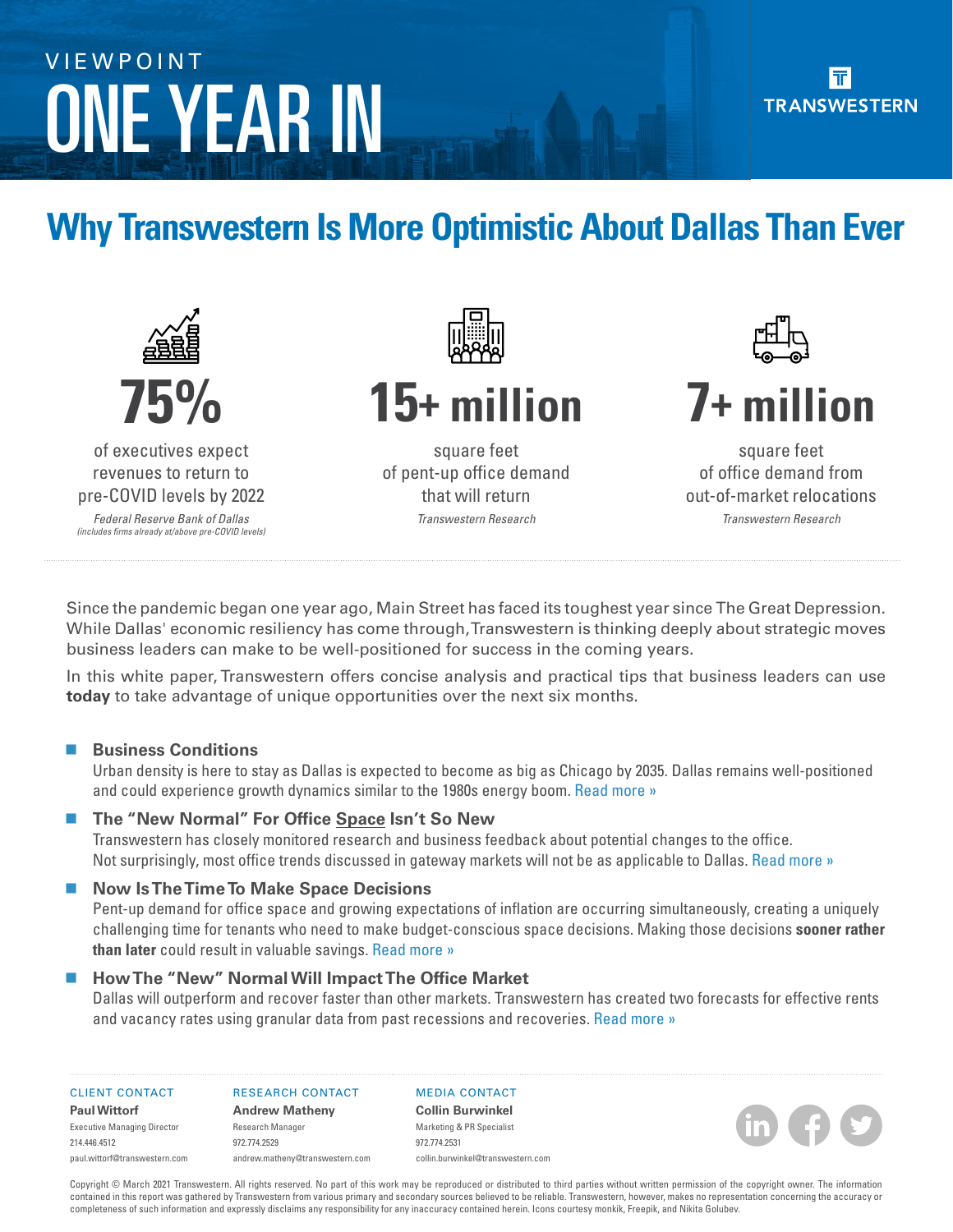VIEWPOINT

# ONE YEAR IN

TRANSWESTERN

## Why Transwestern Is More Optimistic About Dallas Than Ever

**75%**

of executives expect revenues to return to pre-COVID levels by 2022

*Federal Reserve Bank of Dallas*
*(includes firms already at/above pre-COVID levels)*

**15+ million**

square feet of pent-up office demand that will return

*Transwestern Research*

**7+ million**

square feet of office demand from out-of-market relocations

*Transwestern Research*

Since the pandemic began one year ago, Main Street has faced its toughest year since The Great Depression. While Dallas' economic resiliency has come through, Transwestern is thinking deeply about strategic moves business leaders can make to be well-positioned for success in the coming years.

In this white paper, Transwestern offers concise analysis and practical tips that business leaders can use **today** to take advantage of unique opportunities over the next six months.

- **Business Conditions**
  Urban density is here to stay as Dallas is expected to become as big as Chicago by 2035. Dallas remains well-positioned and could experience growth dynamics similar to the 1980s energy boom. Read more »

- **The "New Normal" For Office Space Isn't So New**
  Transwestern has closely monitored research and business feedback about potential changes to the office. Not surprisingly, most office trends discussed in gateway markets will not be as applicable to Dallas. Read more »

- **Now Is The Time To Make Space Decisions**
  Pent-up demand for office space and growing expectations of inflation are occurring simultaneously, creating a uniquely challenging time for tenants who need to make budget-conscious space decisions. Making those decisions **sooner rather than later** could result in valuable savings. Read more »

- **How The "New" Normal Will Impact The Office Market**
  Dallas will outperform and recover faster than other markets. Transwestern has created two forecasts for effective rents and vacancy rates using granular data from past recessions and recoveries. Read more »

CLIENT CONTACT
**Paul Wittorf**
Executive Managing Director
214.446.4512
paul.wittorf@transwestern.com

RESEARCH CONTACT
**Andrew Matheny**
Research Manager
972.774.2529
andrew.matheny@transwestern.com

MEDIA CONTACT
**Collin Burwinkel**
Marketing & PR Specialist
972.774.2531
collin.burwinkel@transwestern.com

Copyright © March 2021 Transwestern. All rights reserved. No part of this work may be reproduced or distributed to third parties without written permission of the copyright owner. The information contained in this report was gathered by Transwestern from various primary and secondary sources believed to be reliable. Transwestern, however, makes no representation concerning the accuracy or completeness of such information and expressly disclaims any responsibility for any inaccuracy contained herein. Icons courtesy monkik, Freepik, and Nikita Golubev.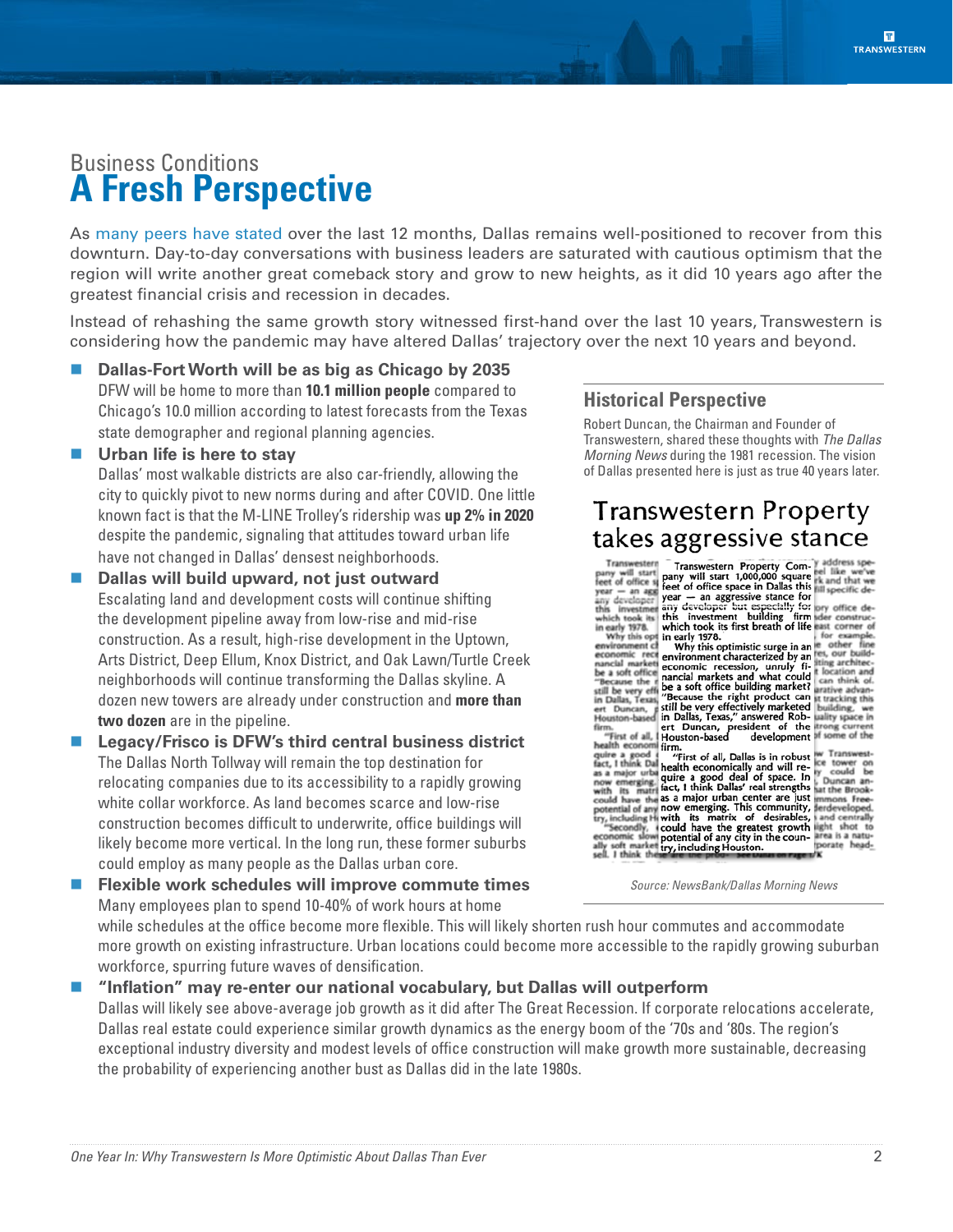## Business Conditions
# A Fresh Perspective

As many peers have stated over the last 12 months, Dallas remains well-positioned to recover from this downturn. Day-to-day conversations with business leaders are saturated with cautious optimism that the region will write another great comeback story and grow to new heights, as it did 10 years ago after the greatest financial crisis and recession in decades.

Instead of rehashing the same growth story witnessed first-hand over the last 10 years, Transwestern is considering how the pandemic may have altered Dallas' trajectory over the next 10 years and beyond.

- **Dallas-Fort Worth will be as big as Chicago by 2035**
  DFW will be home to more than **10.1 million people** compared to Chicago's 10.0 million according to latest forecasts from the Texas state demographer and regional planning agencies.
- **Urban life is here to stay**
  Dallas' most walkable districts are also car-friendly, allowing the city to quickly pivot to new norms during and after COVID. One little known fact is that the M-LINE Trolley's ridership was **up 2% in 2020** despite the pandemic, signaling that attitudes toward urban life have not changed in Dallas' densest neighborhoods.
- **Dallas will build upward, not just outward**
  Escalating land and development costs will continue shifting the development pipeline away from low-rise and mid-rise construction. As a result, high-rise development in the Uptown, Arts District, Deep Ellum, Knox District, and Oak Lawn/Turtle Creek neighborhoods will continue transforming the Dallas skyline. A dozen new towers are already under construction and **more than two dozen** are in the pipeline.
- **Legacy/Frisco is DFW's third central business district**
  The Dallas North Tollway will remain the top destination for relocating companies due to its accessibility to a rapidly growing white collar workforce. As land becomes scarce and low-rise construction becomes difficult to underwrite, office buildings will likely become more vertical. In the long run, these former suburbs could employ as many people as the Dallas urban core.
- **Flexible work schedules will improve commute times**
  Many employees plan to spend 10-40% of work hours at home while schedules at the office become more flexible. This will likely shorten rush hour commutes and accommodate more growth on existing infrastructure. Urban locations could become more accessible to the rapidly growing suburban workforce, spurring future waves of densification.
- **"Inflation" may re-enter our national vocabulary, but Dallas will outperform**
  Dallas will likely see above-average job growth as it did after The Great Recession. If corporate relocations accelerate, Dallas real estate could experience similar growth dynamics as the energy boom of the '70s and '80s. The region's exceptional industry diversity and modest levels of office construction will make growth more sustainable, decreasing the probability of experiencing another bust as Dallas did in the late 1980s.

### Historical Perspective

Robert Duncan, the Chairman and Founder of Transwestern, shared these thoughts with *The Dallas Morning News* during the 1981 recession. The vision of Dallas presented here is just as true 40 years later.

**Transwestern Property takes aggressive stance**

Transwestern Property Company will start 1,000,000 square feet of office space in Dallas this year — an aggressive stance for any developer but especially for this investment building firm which took its first breath of life in early 1978.

Why this optimistic surge in an environment characterized by an economic recession, unruly financial markets and what could be a soft office building market?

"Because the right product can still be very effectively marketed in Dallas, Texas," answered Robert Duncan, president of the Houston-based development firm.

"First of all, Dallas is in robust health economically and will require a good deal of space. In fact, I think Dallas' real strengths as a major urban center are just now emerging. This community, with its matrix of desirables, could have the greatest growth potential of any city in the country, including Houston.

Source: NewsBank/Dallas Morning News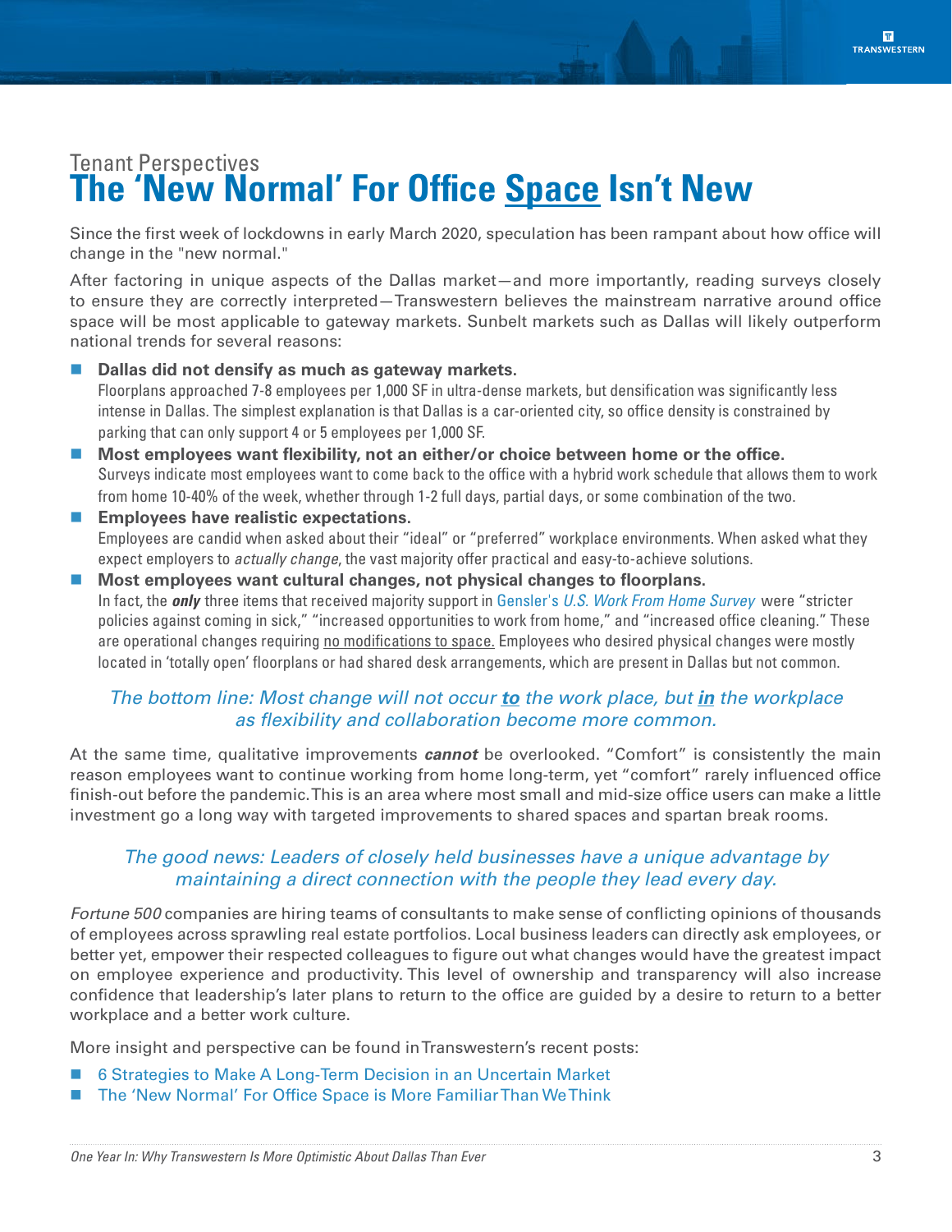Tenant Perspectives

# The 'New Normal' For Office Space Isn't New

Since the first week of lockdowns in early March 2020, speculation has been rampant about how office will change in the "new normal."

After factoring in unique aspects of the Dallas market—and more importantly, reading surveys closely to ensure they are correctly interpreted—Transwestern believes the mainstream narrative around office space will be most applicable to gateway markets. Sunbelt markets such as Dallas will likely outperform national trends for several reasons:

- **Dallas did not densify as much as gateway markets.**
  Floorplans approached 7-8 employees per 1,000 SF in ultra-dense markets, but densification was significantly less intense in Dallas. The simplest explanation is that Dallas is a car-oriented city, so office density is constrained by parking that can only support 4 or 5 employees per 1,000 SF.
- **Most employees want flexibility, not an either/or choice between home or the office.**
  Surveys indicate most employees want to come back to the office with a hybrid work schedule that allows them to work from home 10-40% of the week, whether through 1-2 full days, partial days, or some combination of the two.
- **Employees have realistic expectations.**
  Employees are candid when asked about their "ideal" or "preferred" workplace environments. When asked what they expect employers to *actually change*, the vast majority offer practical and easy-to-achieve solutions.
- **Most employees want cultural changes, not physical changes to floorplans.**
  In fact, the ***only*** three items that received majority support in Gensler's *U.S. Work From Home Survey* were "stricter policies against coming in sick," "increased opportunities to work from home," and "increased office cleaning." These are operational changes requiring no modifications to space. Employees who desired physical changes were mostly located in 'totally open' floorplans or had shared desk arrangements, which are present in Dallas but not common.

*The bottom line: Most change will not occur **to** the work place, but **in** the workplace as flexibility and collaboration become more common.*

At the same time, qualitative improvements ***cannot*** be overlooked. "Comfort" is consistently the main reason employees want to continue working from home long-term, yet "comfort" rarely influenced office finish-out before the pandemic. This is an area where most small and mid-size office users can make a little investment go a long way with targeted improvements to shared spaces and spartan break rooms.

*The good news: Leaders of closely held businesses have a unique advantage by maintaining a direct connection with the people they lead every day.*

*Fortune 500* companies are hiring teams of consultants to make sense of conflicting opinions of thousands of employees across sprawling real estate portfolios. Local business leaders can directly ask employees, or better yet, empower their respected colleagues to figure out what changes would have the greatest impact on employee experience and productivity. This level of ownership and transparency will also increase confidence that leadership's later plans to return to the office are guided by a desire to return to a better workplace and a better work culture.

More insight and perspective can be found in Transwestern's recent posts:

- 6 Strategies to Make A Long-Term Decision in an Uncertain Market
- The 'New Normal' For Office Space is More Familiar Than We Think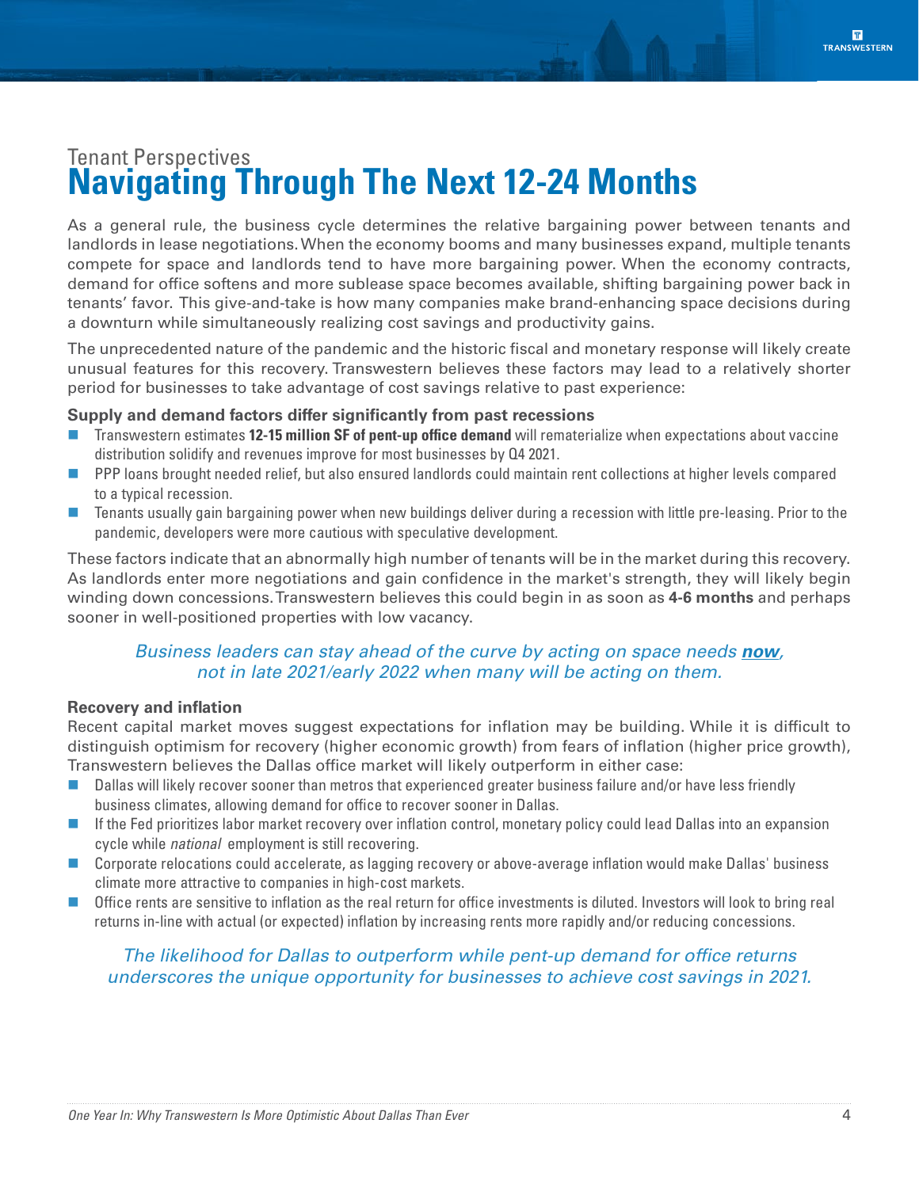Tenant Perspectives

# Navigating Through The Next 12-24 Months

As a general rule, the business cycle determines the relative bargaining power between tenants and landlords in lease negotiations. When the economy booms and many businesses expand, multiple tenants compete for space and landlords tend to have more bargaining power. When the economy contracts, demand for office softens and more sublease space becomes available, shifting bargaining power back in tenants' favor. This give-and-take is how many companies make brand-enhancing space decisions during a downturn while simultaneously realizing cost savings and productivity gains.

The unprecedented nature of the pandemic and the historic fiscal and monetary response will likely create unusual features for this recovery. Transwestern believes these factors may lead to a relatively shorter period for businesses to take advantage of cost savings relative to past experience:

### Supply and demand factors differ significantly from past recessions

- Transwestern estimates **12-15 million SF of pent-up office demand** will rematerialize when expectations about vaccine distribution solidify and revenues improve for most businesses by Q4 2021.
- PPP loans brought needed relief, but also ensured landlords could maintain rent collections at higher levels compared to a typical recession.
- Tenants usually gain bargaining power when new buildings deliver during a recession with little pre-leasing. Prior to the pandemic, developers were more cautious with speculative development.

These factors indicate that an abnormally high number of tenants will be in the market during this recovery. As landlords enter more negotiations and gain confidence in the market's strength, they will likely begin winding down concessions. Transwestern believes this could begin in as soon as **4-6 months** and perhaps sooner in well-positioned properties with low vacancy.

*Business leaders can stay ahead of the curve by acting on space needs **now**, not in late 2021/early 2022 when many will be acting on them.*

### Recovery and inflation

Recent capital market moves suggest expectations for inflation may be building. While it is difficult to distinguish optimism for recovery (higher economic growth) from fears of inflation (higher price growth), Transwestern believes the Dallas office market will likely outperform in either case:

- Dallas will likely recover sooner than metros that experienced greater business failure and/or have less friendly business climates, allowing demand for office to recover sooner in Dallas.
- If the Fed prioritizes labor market recovery over inflation control, monetary policy could lead Dallas into an expansion cycle while *national* employment is still recovering.
- Corporate relocations could accelerate, as lagging recovery or above-average inflation would make Dallas' business climate more attractive to companies in high-cost markets.
- Office rents are sensitive to inflation as the real return for office investments is diluted. Investors will look to bring real returns in-line with actual (or expected) inflation by increasing rents more rapidly and/or reducing concessions.

*The likelihood for Dallas to outperform while pent-up demand for office returns underscores the unique opportunity for businesses to achieve cost savings in 2021.*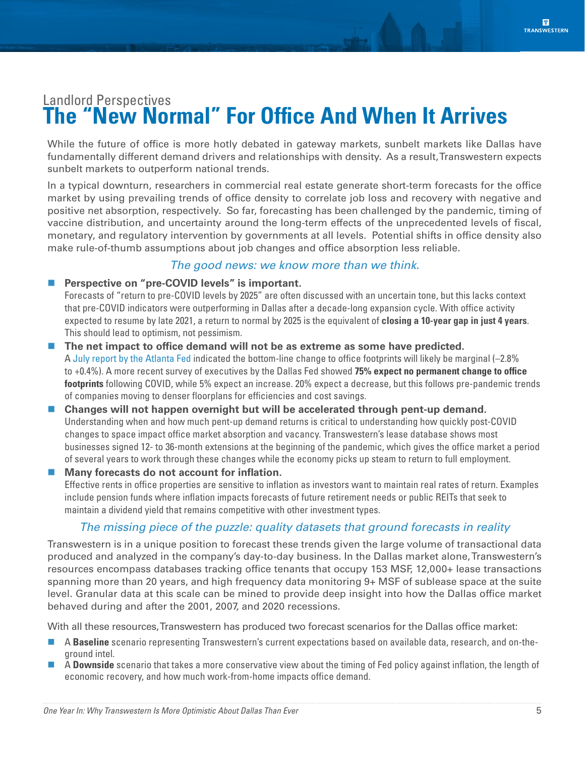Landlord Perspectives

# The "New Normal" For Office And When It Arrives

While the future of office is more hotly debated in gateway markets, sunbelt markets like Dallas have fundamentally different demand drivers and relationships with density. As a result, Transwestern expects sunbelt markets to outperform national trends.

In a typical downturn, researchers in commercial real estate generate short-term forecasts for the office market by using prevailing trends of office density to correlate job loss and recovery with negative and positive net absorption, respectively. So far, forecasting has been challenged by the pandemic, timing of vaccine distribution, and uncertainty around the long-term effects of the unprecedented levels of fiscal, monetary, and regulatory intervention by governments at all levels. Potential shifts in office density also make rule-of-thumb assumptions about job changes and office absorption less reliable.

*The good news: we know more than we think.*

- **Perspective on "pre-COVID levels" is important.**
  Forecasts of "return to pre-COVID levels by 2025" are often discussed with an uncertain tone, but this lacks context that pre-COVID indicators were outperforming in Dallas after a decade-long expansion cycle. With office activity expected to resume by late 2021, a return to normal by 2025 is the equivalent of **closing a 10-year gap in just 4 years**. This should lead to optimism, not pessimism.
- **The net impact to office demand will not be as extreme as some have predicted.**
  A July report by the Atlanta Fed indicated the bottom-line change to office footprints will likely be marginal (–2.8% to +0.4%). A more recent survey of executives by the Dallas Fed showed **75% expect no permanent change to office footprints** following COVID, while 5% expect an increase. 20% expect a decrease, but this follows pre-pandemic trends of companies moving to denser floorplans for efficiencies and cost savings.
- **Changes will not happen overnight but will be accelerated through pent-up demand.**
  Understanding when and how much pent-up demand returns is critical to understanding how quickly post-COVID changes to space impact office market absorption and vacancy. Transwestern's lease database shows most businesses signed 12- to 36-month extensions at the beginning of the pandemic, which gives the office market a period of several years to work through these changes while the economy picks up steam to return to full employment.
- **Many forecasts do not account for inflation.**
  Effective rents in office properties are sensitive to inflation as investors want to maintain real rates of return. Examples include pension funds where inflation impacts forecasts of future retirement needs or public REITs that seek to maintain a dividend yield that remains competitive with other investment types.

*The missing piece of the puzzle: quality datasets that ground forecasts in reality*

Transwestern is in a unique position to forecast these trends given the large volume of transactional data produced and analyzed in the company's day-to-day business. In the Dallas market alone, Transwestern's resources encompass databases tracking office tenants that occupy 153 MSF, 12,000+ lease transactions spanning more than 20 years, and high frequency data monitoring 9+ MSF of sublease space at the suite level. Granular data at this scale can be mined to provide deep insight into how the Dallas office market behaved during and after the 2001, 2007, and 2020 recessions.

With all these resources, Transwestern has produced two forecast scenarios for the Dallas office market:

- A **Baseline** scenario representing Transwestern's current expectations based on available data, research, and on-the-ground intel.
- A **Downside** scenario that takes a more conservative view about the timing of Fed policy against inflation, the length of economic recovery, and how much work-from-home impacts office demand.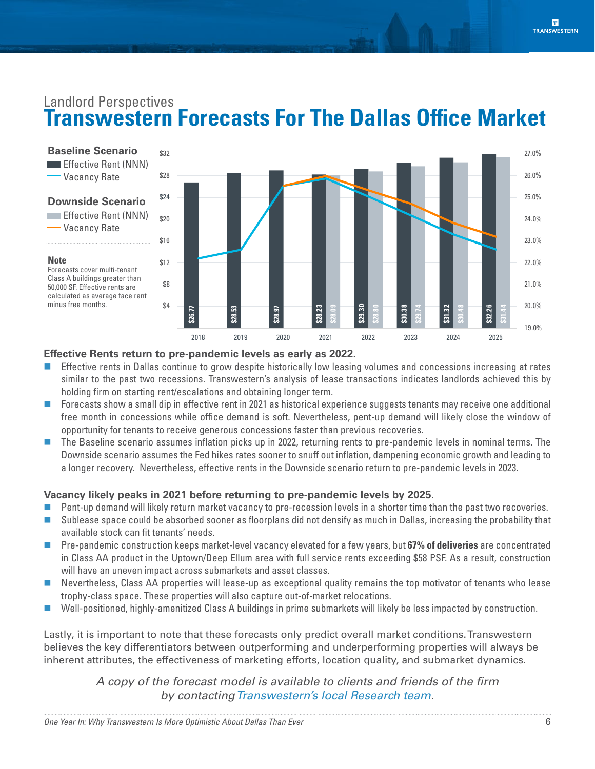Landlord Perspectives

# Transwestern Forecasts For The Dallas Office Market

**Baseline Scenario**
Effective Rent (NNN)
Vacancy Rate

**Downside Scenario**
Effective Rent (NNN)
Vacancy Rate

**Note**
Forecasts cover multi-tenant Class A buildings greater than 50,000 SF. Effective rents are calculated as average face rent minus free months.

$32
$28
$24
$20
$16
$12
$8
$4

27.0%
26.0%
25.0%
24.0%
23.0%
22.0%
21.0%
20.0%
19.0%

$26.77
$28.53
$28.97
$28.23
$28.09
$29.30
$28.80
$30.38
$29.74
$31.32
$30.48
$32.26
$31.44

2018
2019
2020
2021
2022
2023
2024
2025

**Effective Rents return to pre-pandemic levels as early as 2022.**

- Effective rents in Dallas continue to grow despite historically low leasing volumes and concessions increasing at rates similar to the past two recessions. Transwestern's analysis of lease transactions indicates landlords achieved this by holding firm on starting rent/escalations and obtaining longer term.
- Forecasts show a small dip in effective rent in 2021 as historical experience suggests tenants may receive one additional free month in concessions while office demand is soft. Nevertheless, pent-up demand will likely close the window of opportunity for tenants to receive generous concessions faster than previous recoveries.
- The Baseline scenario assumes inflation picks up in 2022, returning rents to pre-pandemic levels in nominal terms. The Downside scenario assumes the Fed hikes rates sooner to snuff out inflation, dampening economic growth and leading to a longer recovery. Nevertheless, effective rents in the Downside scenario return to pre-pandemic levels in 2023.

**Vacancy likely peaks in 2021 before returning to pre-pandemic levels by 2025.**

- Pent-up demand will likely return market vacancy to pre-recession levels in a shorter time than the past two recoveries.
- Sublease space could be absorbed sooner as floorplans did not densify as much in Dallas, increasing the probability that available stock can fit tenants' needs.
- Pre-pandemic construction keeps market-level vacancy elevated for a few years, but **67% of deliveries** are concentrated in Class AA product in the Uptown/Deep Ellum area with full service rents exceeding $58 PSF. As a result, construction will have an uneven impact across submarkets and asset classes.
- Nevertheless, Class AA properties will lease-up as exceptional quality remains the top motivator of tenants who lease trophy-class space. These properties will also capture out-of-market relocations.
- Well-positioned, highly-amenitized Class A buildings in prime submarkets will likely be less impacted by construction.

Lastly, it is important to note that these forecasts only predict overall market conditions. Transwestern believes the key differentiators between outperforming and underperforming properties will always be inherent attributes, the effectiveness of marketing efforts, location quality, and submarket dynamics.

*A copy of the forecast model is available to clients and friends of the firm by contacting Transwestern's local Research team.*